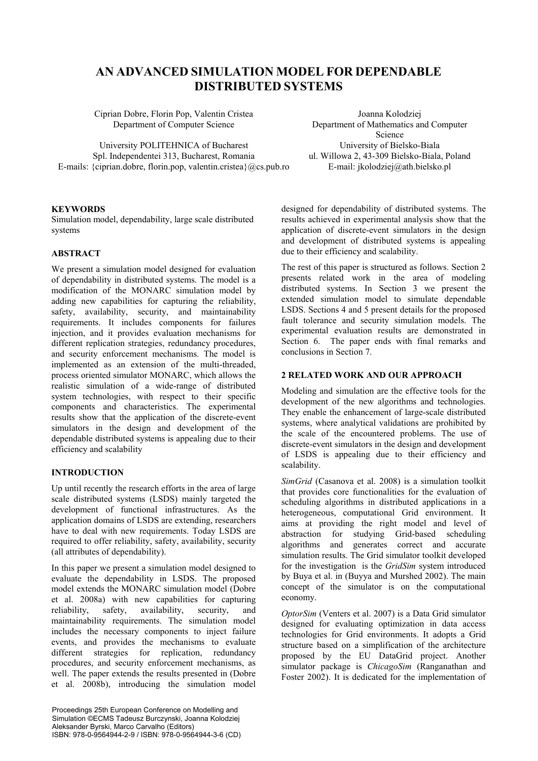# AN ADVANCED SIMULATION MODEL FOR DEPENDABLE DISTRIBUTED SYSTEMS

Ciprian Dobre, Florin Pop, Valentin Cristea
Department of Computer Science

University POLITEHNICA of Bucharest
Spl. Independentei 313, Bucharest, Romania
E-mails: {ciprian.dobre, florin.pop, valentin.cristea}@cs.pub.ro

Joanna Kolodziej
Department of Mathematics and Computer Science
University of Bielsko-Biala
ul. Willowa 2, 43-309 Bielsko-Biala, Poland
E-mail: jkolodziej@ath.bielsko.pl

**KEYWORDS**

Simulation model, dependability, large scale distributed systems

**ABSTRACT**

We present a simulation model designed for evaluation of dependability in distributed systems. The model is a modification of the MONARC simulation model by adding new capabilities for capturing the reliability, safety, availability, security, and maintainability requirements. It includes components for failures injection, and it provides evaluation mechanisms for different replication strategies, redundancy procedures, and security enforcement mechanisms. The model is implemented as an extension of the multi-threaded, process oriented simulator MONARC, which allows the realistic simulation of a wide-range of distributed system technologies, with respect to their specific components and characteristics. The experimental results show that the application of the discrete-event simulators in the design and development of the dependable distributed systems is appealing due to their efficiency and scalability

**INTRODUCTION**

Up until recently the research efforts in the area of large scale distributed systems (LSDS) mainly targeted the development of functional infrastructures. As the application domains of LSDS are extending, researchers have to deal with new requirements. Today LSDS are required to offer reliability, safety, availability, security (all attributes of dependability).

In this paper we present a simulation model designed to evaluate the dependability in LSDS. The proposed model extends the MONARC simulation model (Dobre et al. 2008a) with new capabilities for capturing reliability, safety, availability, security, and maintainability requirements. The simulation model includes the necessary components to inject failure events, and provides the mechanisms to evaluate different strategies for replication, redundancy procedures, and security enforcement mechanisms, as well. The paper extends the results presented in (Dobre et al. 2008b), introducing the simulation model designed for dependability of distributed systems. The results achieved in experimental analysis show that the application of discrete-event simulators in the design and development of distributed systems is appealing due to their efficiency and scalability.

The rest of this paper is structured as follows. Section 2 presents related work in the area of modeling distributed systems. In Section 3 we present the extended simulation model to simulate dependable LSDS. Sections 4 and 5 present details for the proposed fault tolerance and security simulation models. The experimental evaluation results are demonstrated in Section 6. The paper ends with final remarks and conclusions in Section 7.

**2 RELATED WORK AND OUR APPROACH**

Modeling and simulation are the effective tools for the development of the new algorithms and technologies. They enable the enhancement of large-scale distributed systems, where analytical validations are prohibited by the scale of the encountered problems. The use of discrete-event simulators in the design and development of LSDS is appealing due to their efficiency and scalability.

*SimGrid* (Casanova et al. 2008) is a simulation toolkit that provides core functionalities for the evaluation of scheduling algorithms in distributed applications in a heterogeneous, computational Grid environment. It aims at providing the right model and level of abstraction for studying Grid-based scheduling algorithms and generates correct and accurate simulation results. The Grid simulator toolkit developed for the investigation is the *GridSim* system introduced by Buya et al. in (Buyya and Murshed 2002). The main concept of the simulator is on the computational economy.

*OptorSim* (Venters et al. 2007) is a Data Grid simulator designed for evaluating optimization in data access technologies for Grid environments. It adopts a Grid structure based on a simplification of the architecture proposed by the EU DataGrid project. Another simulator package is *ChicagoSim* (Ranganathan and Foster 2002). It is dedicated for the implementation of

Proceedings 25th European Conference on Modelling and Simulation ©ECMS Tadeusz Burczynski, Joanna Kolodziej Aleksander Byrski, Marco Carvalho (Editors)
ISBN: 978-0-9564944-2-9 / ISBN: 978-0-9564944-3-6 (CD)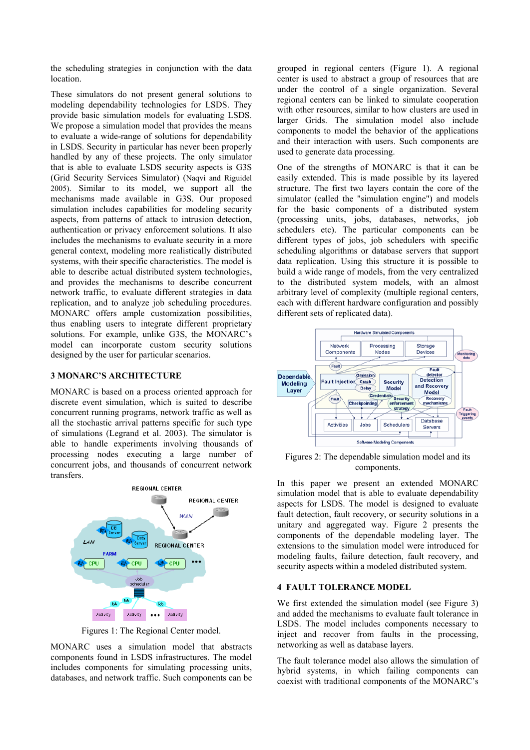the scheduling strategies in conjunction with the data location.

These simulators do not present general solutions to modeling dependability technologies for LSDS. They provide basic simulation models for evaluating LSDS. We propose a simulation model that provides the means to evaluate a wide-range of solutions for dependability in LSDS. Security in particular has never been properly handled by any of these projects. The only simulator that is able to evaluate LSDS security aspects is G3S (Grid Security Services Simulator) (Naqvi and Riguidel 2005). Similar to its model, we support all the mechanisms made available in G3S. Our proposed simulation includes capabilities for modeling security aspects, from patterns of attack to intrusion detection, authentication or privacy enforcement solutions. It also includes the mechanisms to evaluate security in a more general context, modeling more realistically distributed systems, with their specific characteristics. The model is able to describe actual distributed system technologies, and provides the mechanisms to describe concurrent network traffic, to evaluate different strategies in data replication, and to analyze job scheduling procedures. MONARC offers ample customization possibilities, thus enabling users to integrate different proprietary solutions. For example, unlike G3S, the MONARC's model can incorporate custom security solutions designed by the user for particular scenarios.

## 3 MONARC'S ARCHITECTURE

MONARC is based on a process oriented approach for discrete event simulation, which is suited to describe concurrent running programs, network traffic as well as all the stochastic arrival patterns specific for such type of simulations (Legrand et al. 2003). The simulator is able to handle experiments involving thousands of processing nodes executing a large number of concurrent jobs, and thousands of concurrent network transfers.

Figures 1: The Regional Center model.

MONARC uses a simulation model that abstracts components found in LSDS infrastructures. The model includes components for simulating processing units, databases, and network traffic. Such components can be grouped in regional centers (Figure 1). A regional center is used to abstract a group of resources that are under the control of a single organization. Several regional centers can be linked to simulate cooperation with other resources, similar to how clusters are used in larger Grids. The simulation model also include components to model the behavior of the applications and their interaction with users. Such components are used to generate data processing.

One of the strengths of MONARC is that it can be easily extended. This is made possible by its layered structure. The first two layers contain the core of the simulator (called the "simulation engine") and models for the basic components of a distributed system (processing units, jobs, databases, networks, job schedulers etc). The particular components can be different types of jobs, job schedulers with specific scheduling algorithms or database servers that support data replication. Using this structure it is possible to build a wide range of models, from the very centralized to the distributed system models, with an almost arbitrary level of complexity (multiple regional centers, each with different hardware configuration and possibly different sets of replicated data).

Figures 2: The dependable simulation model and its components.

In this paper we present an extended MONARC simulation model that is able to evaluate dependability aspects for LSDS. The model is designed to evaluate fault detection, fault recovery, or security solutions in a unitary and aggregated way. Figure 2 presents the components of the dependable modeling layer. The extensions to the simulation model were introduced for modeling faults, failure detection, fault recovery, and security aspects within a modeled distributed system.

## 4 FAULT TOLERANCE MODEL

We first extended the simulation model (see Figure 3) and added the mechanisms to evaluate fault tolerance in LSDS. The model includes components necessary to inject and recover from faults in the processing, networking as well as database layers.

The fault tolerance model also allows the simulation of hybrid systems, in which failing components can coexist with traditional components of the MONARC's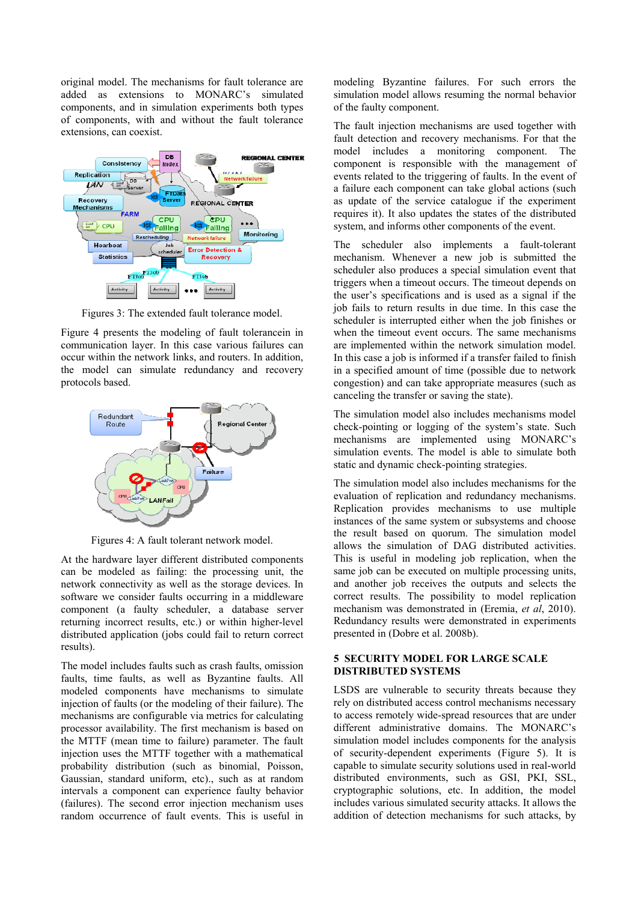original model. The mechanisms for fault tolerance are added as extensions to MONARC's simulated components, and in simulation experiments both types of components, with and without the fault tolerance extensions, can coexist.

Figures 3: The extended fault tolerance model.

Figure 4 presents the modeling of fault tolerancein in communication layer. In this case various failures can occur within the network links, and routers. In addition, the model can simulate redundancy and recovery protocols based.

Figures 4: A fault tolerant network model.

At the hardware layer different distributed components can be modeled as failing: the processing unit, the network connectivity as well as the storage devices. In software we consider faults occurring in a middleware component (a faulty scheduler, a database server returning incorrect results, etc.) or within higher-level distributed application (jobs could fail to return correct results).

The model includes faults such as crash faults, omission faults, time faults, as well as Byzantine faults. All modeled components have mechanisms to simulate injection of faults (or the modeling of their failure). The mechanisms are configurable via metrics for calculating processor availability. The first mechanism is based on the MTTF (mean time to failure) parameter. The fault injection uses the MTTF together with a mathematical probability distribution (such as binomial, Poisson, Gaussian, standard uniform, etc.), such as at random intervals a component can experience faulty behavior (failures). The second error injection mechanism uses random occurrence of fault events. This is useful in modeling Byzantine failures. For such errors the simulation model allows resuming the normal behavior of the faulty component.

The fault injection mechanisms are used together with fault detection and recovery mechanisms. For that the model includes a monitoring component. The component is responsible with the management of events related to the triggering of faults. In the event of a failure each component can take global actions (such as update of the service catalogue if the experiment requires it). It also updates the states of the distributed system, and informs other components of the event.

The scheduler also implements a fault-tolerant mechanism. Whenever a new job is submitted the scheduler also produces a special simulation event that triggers when a timeout occurs. The timeout depends on the user's specifications and is used as a signal if the job fails to return results in due time. In this case the scheduler is interrupted either when the job finishes or when the timeout event occurs. The same mechanisms are implemented within the network simulation model. In this case a job is informed if a transfer failed to finish in a specified amount of time (possible due to network congestion) and can take appropriate measures (such as canceling the transfer or saving the state).

The simulation model also includes mechanisms model check-pointing or logging of the system's state. Such mechanisms are implemented using MONARC's simulation events. The model is able to simulate both static and dynamic check-pointing strategies.

The simulation model also includes mechanisms for the evaluation of replication and redundancy mechanisms. Replication provides mechanisms to use multiple instances of the same system or subsystems and choose the result based on quorum. The simulation model allows the simulation of DAG distributed activities. This is useful in modeling job replication, when the same job can be executed on multiple processing units, and another job receives the outputs and selects the correct results. The possibility to model replication mechanism was demonstrated in (Eremia, *et al*, 2010). Redundancy results were demonstrated in experiments presented in (Dobre et al. 2008b).

## 5 SECURITY MODEL FOR LARGE SCALE DISTRIBUTED SYSTEMS

LSDS are vulnerable to security threats because they rely on distributed access control mechanisms necessary to access remotely wide-spread resources that are under different administrative domains. The MONARC's simulation model includes components for the analysis of security-dependent experiments (Figure 5). It is capable to simulate security solutions used in real-world distributed environments, such as GSI, PKI, SSL, cryptographic solutions, etc. In addition, the model includes various simulated security attacks. It allows the addition of detection mechanisms for such attacks, by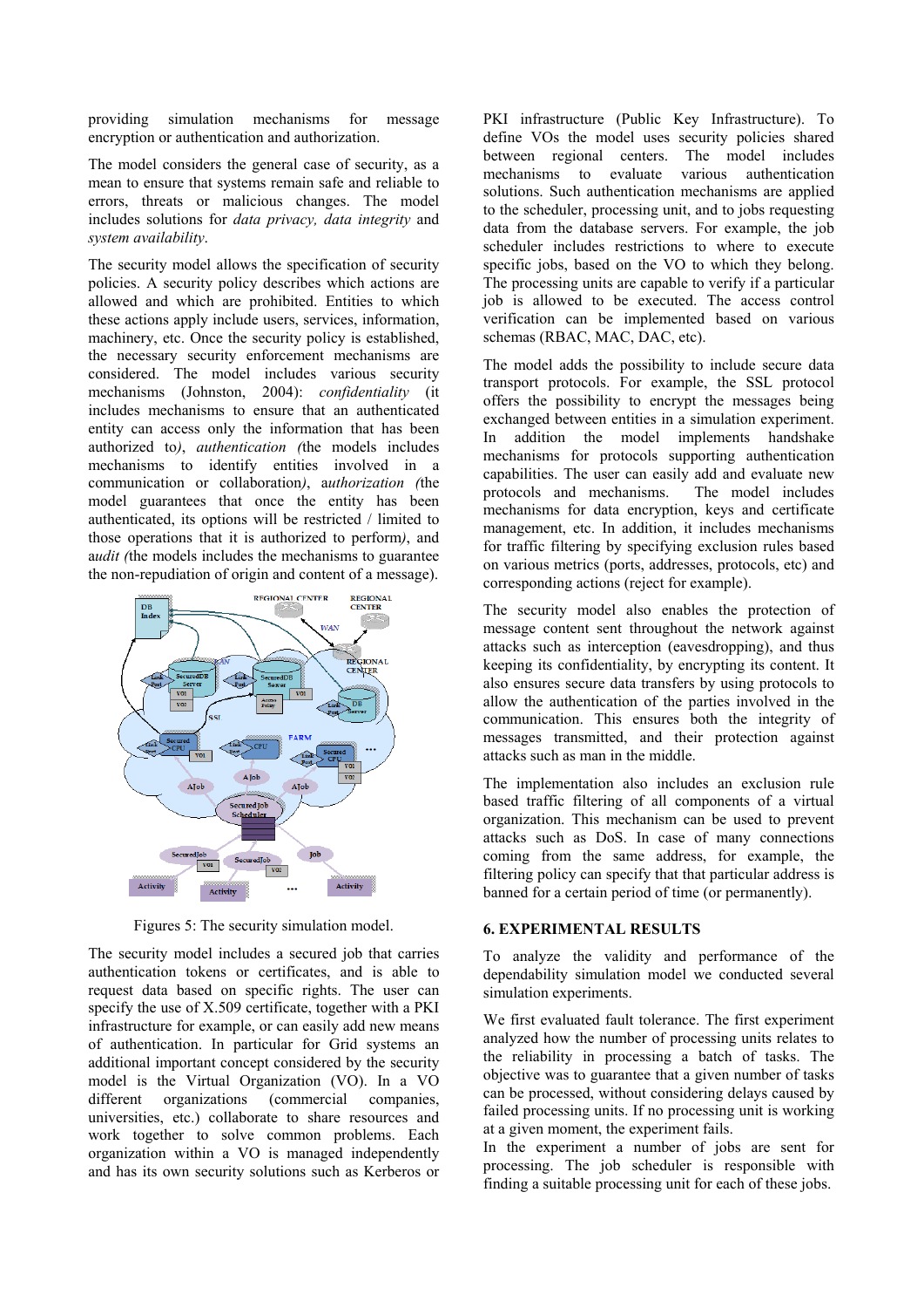providing simulation mechanisms for message encryption or authentication and authorization.

The model considers the general case of security, as a mean to ensure that systems remain safe and reliable to errors, threats or malicious changes. The model includes solutions for *data privacy, data integrity* and *system availability*.

The security model allows the specification of security policies. A security policy describes which actions are allowed and which are prohibited. Entities to which these actions apply include users, services, information, machinery, etc. Once the security policy is established, the necessary security enforcement mechanisms are considered. The model includes various security mechanisms (Johnston, 2004): *confidentiality* (it includes mechanisms to ensure that an authenticated entity can access only the information that has been authorized to), *authentication* (the models includes mechanisms to identify entities involved in a communication or collaboration), a*uthorization* (the model guarantees that once the entity has been authenticated, its options will be restricted / limited to those operations that it is authorized to perform), and a*udit* (the models includes the mechanisms to guarantee the non-repudiation of origin and content of a message).

Figures 5: The security simulation model.

The security model includes a secured job that carries authentication tokens or certificates, and is able to request data based on specific rights. The user can specify the use of X.509 certificate, together with a PKI infrastructure for example, or can easily add new means of authentication. In particular for Grid systems an additional important concept considered by the security model is the Virtual Organization (VO). In a VO different organizations (commercial companies, universities, etc.) collaborate to share resources and work together to solve common problems. Each organization within a VO is managed independently and has its own security solutions such as Kerberos or PKI infrastructure (Public Key Infrastructure). To define VOs the model uses security policies shared between regional centers. The model includes mechanisms to evaluate various authentication solutions. Such authentication mechanisms are applied to the scheduler, processing unit, and to jobs requesting data from the database servers. For example, the job scheduler includes restrictions to where to execute specific jobs, based on the VO to which they belong. The processing units are capable to verify if a particular job is allowed to be executed. The access control verification can be implemented based on various schemas (RBAC, MAC, DAC, etc).

The model adds the possibility to include secure data transport protocols. For example, the SSL protocol offers the possibility to encrypt the messages being exchanged between entities in a simulation experiment. In addition the model implements handshake mechanisms for protocols supporting authentication capabilities. The user can easily add and evaluate new protocols and mechanisms. The model includes mechanisms for data encryption, keys and certificate management, etc. In addition, it includes mechanisms for traffic filtering by specifying exclusion rules based on various metrics (ports, addresses, protocols, etc) and corresponding actions (reject for example).

The security model also enables the protection of message content sent throughout the network against attacks such as interception (eavesdropping), and thus keeping its confidentiality, by encrypting its content. It also ensures secure data transfers by using protocols to allow the authentication of the parties involved in the communication. This ensures both the integrity of messages transmitted, and their protection against attacks such as man in the middle.

The implementation also includes an exclusion rule based traffic filtering of all components of a virtual organization. This mechanism can be used to prevent attacks such as DoS. In case of many connections coming from the same address, for example, the filtering policy can specify that that particular address is banned for a certain period of time (or permanently).

## 6. EXPERIMENTAL RESULTS

To analyze the validity and performance of the dependability simulation model we conducted several simulation experiments.

We first evaluated fault tolerance. The first experiment analyzed how the number of processing units relates to the reliability in processing a batch of tasks. The objective was to guarantee that a given number of tasks can be processed, without considering delays caused by failed processing units. If no processing unit is working at a given moment, the experiment fails.
In the experiment a number of jobs are sent for processing. The job scheduler is responsible with finding a suitable processing unit for each of these jobs.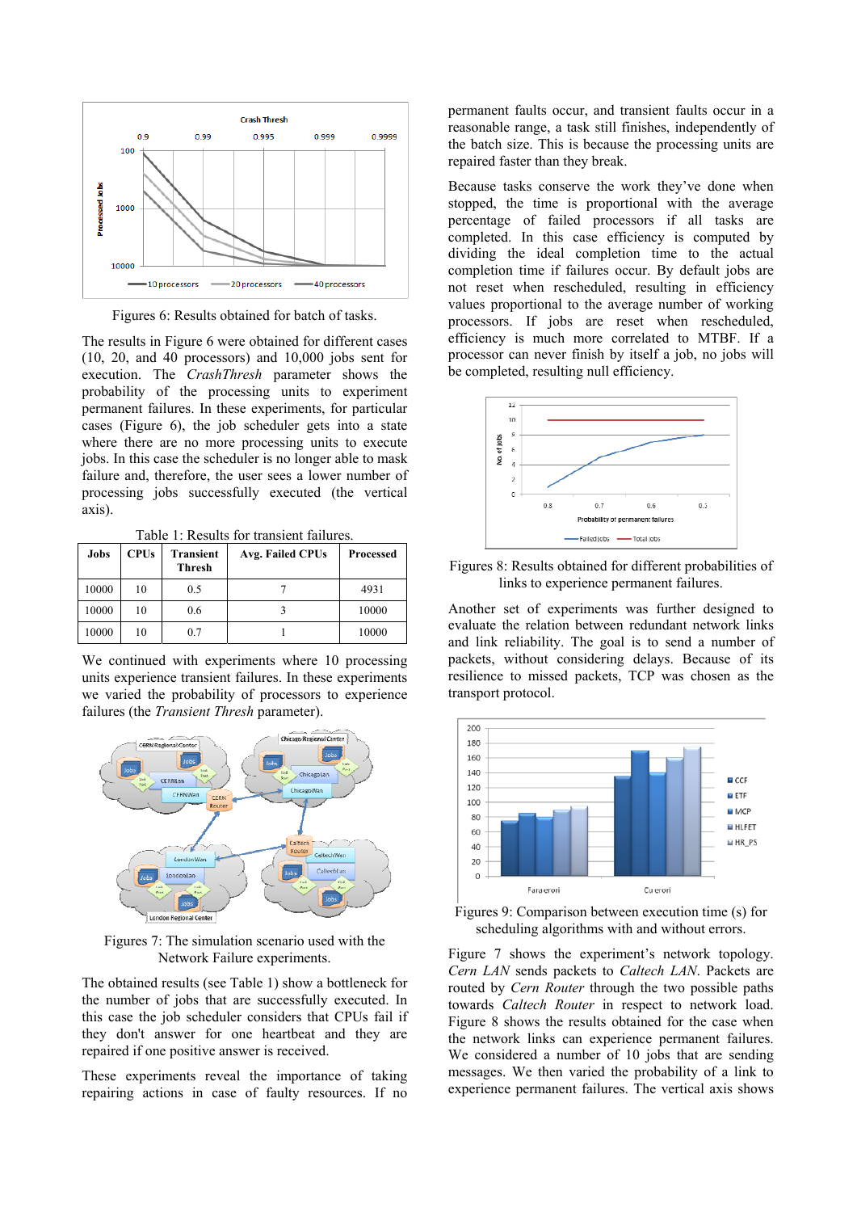Figures 6: Results obtained for batch of tasks.

The results in Figure 6 were obtained for different cases (10, 20, and 40 processors) and 10,000 jobs sent for execution. The *CrashThresh* parameter shows the probability of the processing units to experiment permanent failures. In these experiments, for particular cases (Figure 6), the job scheduler gets into a state where there are no more processing units to execute jobs. In this case the scheduler is no longer able to mask failure and, therefore, the user sees a lower number of processing jobs successfully executed (the vertical axis).

Table 1: Results for transient failures.

| Jobs | CPUs | Transient Thresh | Avg. Failed CPUs | Processed |
|---|---|---|---|---|
| 10000 | 10 | 0.5 | 7 | 4931 |
| 10000 | 10 | 0.6 | 3 | 10000 |
| 10000 | 10 | 0.7 | 1 | 10000 |

We continued with experiments where 10 processing units experience transient failures. In these experiments we varied the probability of processors to experience failures (the *Transient Thresh* parameter).

Figures 7: The simulation scenario used with the Network Failure experiments.

The obtained results (see Table 1) show a bottleneck for the number of jobs that are successfully executed. In this case the job scheduler considers that CPUs fail if they don't answer for one heartbeat and they are repaired if one positive answer is received.

These experiments reveal the importance of taking repairing actions in case of faulty resources. If no permanent faults occur, and transient faults occur in a reasonable range, a task still finishes, independently of the batch size. This is because the processing units are repaired faster than they break.

Because tasks conserve the work they've done when stopped, the time is proportional with the average percentage of failed processors if all tasks are completed. In this case efficiency is computed by dividing the ideal completion time to the actual completion time if failures occur. By default jobs are not reset when rescheduled, resulting in efficiency values proportional to the average number of working processors. If jobs are reset when rescheduled, efficiency is much more correlated to MTBF. If a processor can never finish by itself a job, no jobs will be completed, resulting null efficiency.

Figures 8: Results obtained for different probabilities of links to experience permanent failures.

Another set of experiments was further designed to evaluate the relation between redundant network links and link reliability. The goal is to send a number of packets, without considering delays. Because of its resilience to missed packets, TCP was chosen as the transport protocol.

Figures 9: Comparison between execution time (s) for scheduling algorithms with and without errors.

Figure 7 shows the experiment's network topology. *Cern LAN* sends packets to *Caltech LAN*. Packets are routed by *Cern Router* through the two possible paths towards *Caltech Router* in respect to network load. Figure 8 shows the results obtained for the case when the network links can experience permanent failures. We considered a number of 10 jobs that are sending messages. We then varied the probability of a link to experience permanent failures. The vertical axis shows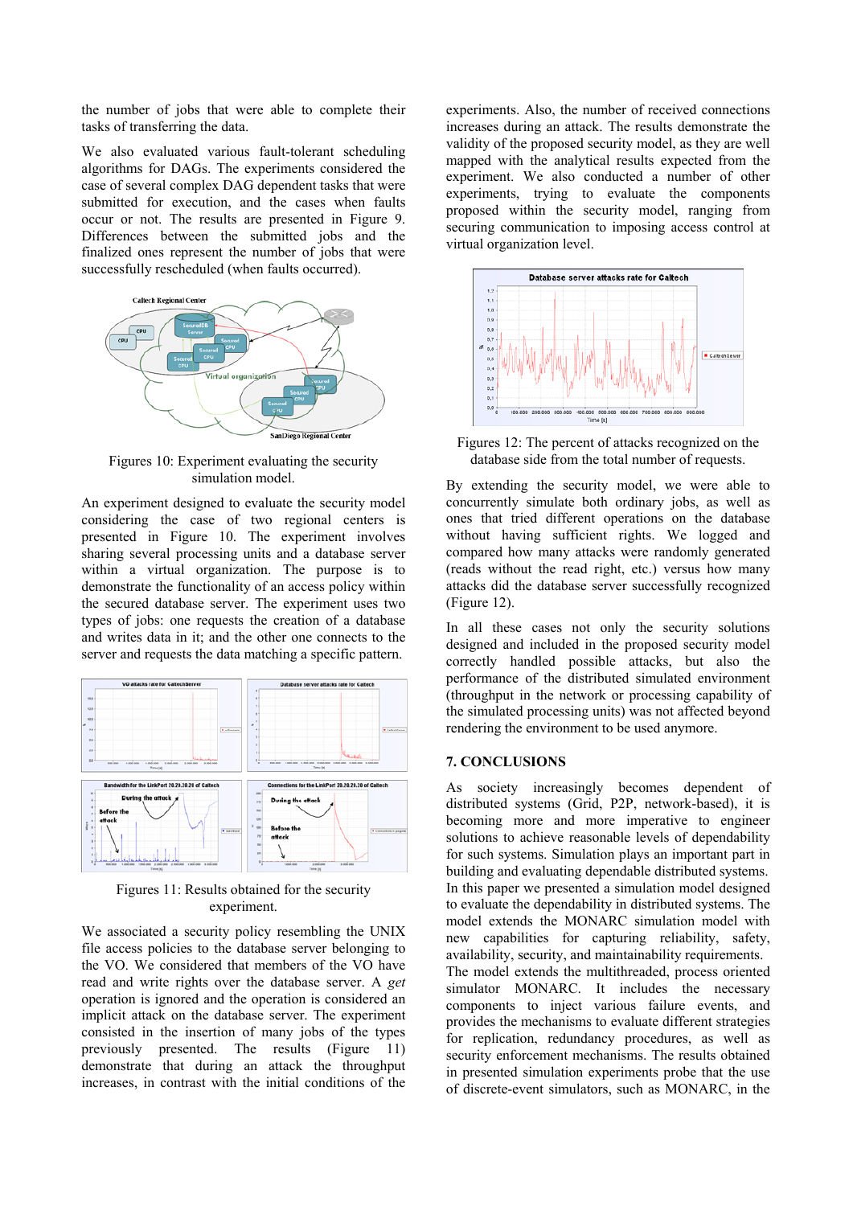the number of jobs that were able to complete their tasks of transferring the data.

We also evaluated various fault-tolerant scheduling algorithms for DAGs. The experiments considered the case of several complex DAG dependent tasks that were submitted for execution, and the cases when faults occur or not. The results are presented in Figure 9. Differences between the submitted jobs and the finalized ones represent the number of jobs that were successfully rescheduled (when faults occurred).

Figures 10: Experiment evaluating the security simulation model.

An experiment designed to evaluate the security model considering the case of two regional centers is presented in Figure 10. The experiment involves sharing several processing units and a database server within a virtual organization. The purpose is to demonstrate the functionality of an access policy within the secured database server. The experiment uses two types of jobs: one requests the creation of a database and writes data in it; and the other one connects to the server and requests the data matching a specific pattern.

Figures 11: Results obtained for the security experiment.

We associated a security policy resembling the UNIX file access policies to the database server belonging to the VO. We considered that members of the VO have read and write rights over the database server. A *get* operation is ignored and the operation is considered an implicit attack on the database server. The experiment consisted in the insertion of many jobs of the types previously presented. The results (Figure 11) demonstrate that during an attack the throughput increases, in contrast with the initial conditions of the experiments. Also, the number of received connections increases during an attack. The results demonstrate the validity of the proposed security model, as they are well mapped with the analytical results expected from the experiment. We also conducted a number of other experiments, trying to evaluate the components proposed within the security model, ranging from securing communication to imposing access control at virtual organization level.

Figures 12: The percent of attacks recognized on the database side from the total number of requests.

By extending the security model, we were able to concurrently simulate both ordinary jobs, as well as ones that tried different operations on the database without having sufficient rights. We logged and compared how many attacks were randomly generated (reads without the read right, etc.) versus how many attacks did the database server successfully recognized (Figure 12).

In all these cases not only the security solutions designed and included in the proposed security model correctly handled possible attacks, but also the performance of the distributed simulated environment (throughput in the network or processing capability of the simulated processing units) was not affected beyond rendering the environment to be used anymore.

## 7. CONCLUSIONS

As society increasingly becomes dependent of distributed systems (Grid, P2P, network-based), it is becoming more and more imperative to engineer solutions to achieve reasonable levels of dependability for such systems. Simulation plays an important part in building and evaluating dependable distributed systems. In this paper we presented a simulation model designed to evaluate the dependability in distributed systems. The model extends the MONARC simulation model with new capabilities for capturing reliability, safety, availability, security, and maintainability requirements. The model extends the multithreaded, process oriented simulator MONARC. It includes the necessary components to inject various failure events, and provides the mechanisms to evaluate different strategies for replication, redundancy procedures, as well as security enforcement mechanisms. The results obtained in presented simulation experiments probe that the use of discrete-event simulators, such as MONARC, in the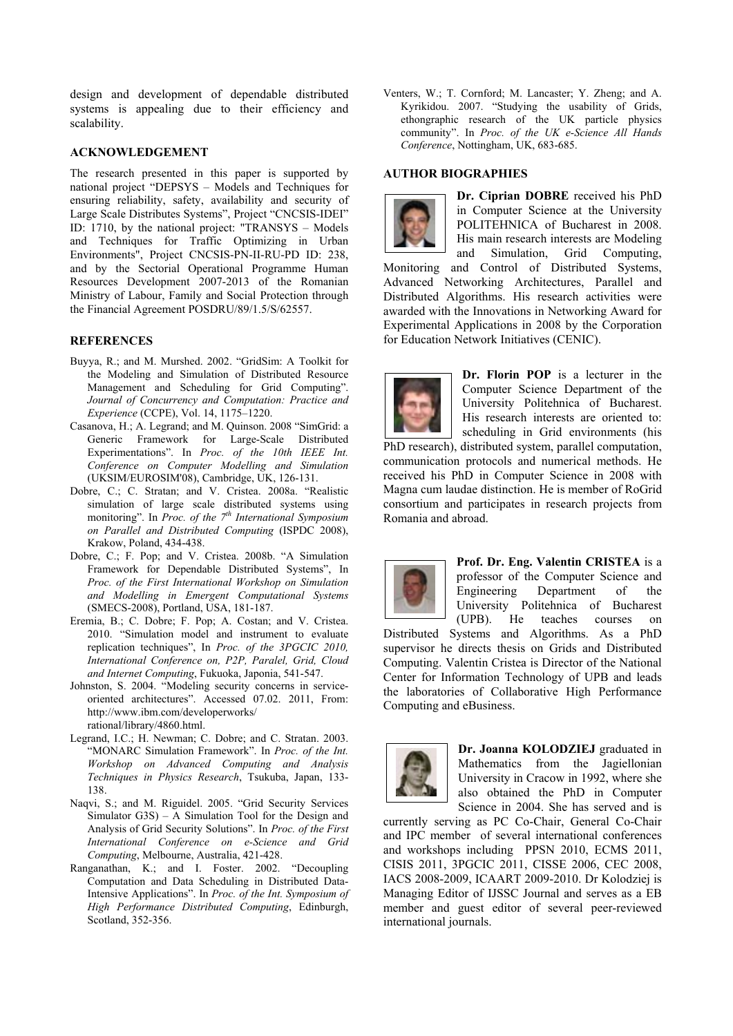design and development of dependable distributed systems is appealing due to their efficiency and scalability.

## ACKNOWLEDGEMENT

The research presented in this paper is supported by national project "DEPSYS – Models and Techniques for ensuring reliability, safety, availability and security of Large Scale Distributes Systems", Project "CNCSIS-IDEI" ID: 1710, by the national project: "TRANSYS – Models and Techniques for Traffic Optimizing in Urban Environments", Project CNCSIS-PN-II-RU-PD ID: 238, and by the Sectorial Operational Programme Human Resources Development 2007-2013 of the Romanian Ministry of Labour, Family and Social Protection through the Financial Agreement POSDRU/89/1.5/S/62557.

## REFERENCES

Buyya, R.; and M. Murshed. 2002. "GridSim: A Toolkit for the Modeling and Simulation of Distributed Resource Management and Scheduling for Grid Computing". *Journal of Concurrency and Computation: Practice and Experience* (CCPE), Vol. 14, 1175–1220.

Casanova, H.; A. Legrand; and M. Quinson. 2008 "SimGrid: a Generic Framework for Large-Scale Distributed Experimentations". In *Proc. of the 10th IEEE Int. Conference on Computer Modelling and Simulation* (UKSIM/EUROSIM'08), Cambridge, UK, 126-131.

Dobre, C.; C. Stratan; and V. Cristea. 2008a. "Realistic simulation of large scale distributed systems using monitoring". In *Proc. of the 7th International Symposium on Parallel and Distributed Computing* (ISPDC 2008), Krakow, Poland, 434-438.

Dobre, C.; F. Pop; and V. Cristea. 2008b. "A Simulation Framework for Dependable Distributed Systems", In *Proc. of the First International Workshop on Simulation and Modelling in Emergent Computational Systems* (SMECS-2008), Portland, USA, 181-187.

Eremia, B.; C. Dobre; F. Pop; A. Costan; and V. Cristea. 2010. "Simulation model and instrument to evaluate replication techniques", In *Proc. of the 3PGCIC 2010, International Conference on, P2P, Paralel, Grid, Cloud and Internet Computing*, Fukuoka, Japonia, 541-547.

Johnston, S. 2004. "Modeling security concerns in service-oriented architectures". Accessed 07.02. 2011, From: http://www.ibm.com/developerworks/rational/library/4860.html.

Legrand, I.C.; H. Newman; C. Dobre; and C. Stratan. 2003. "MONARC Simulation Framework". In *Proc. of the Int. Workshop on Advanced Computing and Analysis Techniques in Physics Research*, Tsukuba, Japan, 133-138.

Naqvi, S.; and M. Riguidel. 2005. "Grid Security Services Simulator G3S) – A Simulation Tool for the Design and Analysis of Grid Security Solutions". In *Proc. of the First International Conference on e-Science and Grid Computing*, Melbourne, Australia, 421-428.

Ranganathan, K.; and I. Foster. 2002. "Decoupling Computation and Data Scheduling in Distributed Data-Intensive Applications". In *Proc. of the Int. Symposium of High Performance Distributed Computing*, Edinburgh, Scotland, 352-356.

Venters, W.; T. Cornford; M. Lancaster; Y. Zheng; and A. Kyrikidou. 2007. "Studying the usability of Grids, ethongraphic research of the UK particle physics community". In *Proc. of the UK e-Science All Hands Conference*, Nottingham, UK, 683-685.

## AUTHOR BIOGRAPHIES

**Dr. Ciprian DOBRE** received his PhD in Computer Science at the University POLITEHNICA of Bucharest in 2008. His main research interests are Modeling and Simulation, Grid Computing, Monitoring and Control of Distributed Systems, Advanced Networking Architectures, Parallel and Distributed Algorithms. His research activities were awarded with the Innovations in Networking Award for Experimental Applications in 2008 by the Corporation for Education Network Initiatives (CENIC).

**Dr. Florin POP** is a lecturer in the Computer Science Department of the University Politehnica of Bucharest. His research interests are oriented to: scheduling in Grid environments (his PhD research), distributed system, parallel computation, communication protocols and numerical methods. He received his PhD in Computer Science in 2008 with Magna cum laudae distinction. He is member of RoGrid consortium and participates in research projects from Romania and abroad.

**Prof. Dr. Eng. Valentin CRISTEA** is a professor of the Computer Science and Engineering Department of the University Politehnica of Bucharest (UPB). He teaches courses on Distributed Systems and Algorithms. As a PhD supervisor he directs thesis on Grids and Distributed Computing. Valentin Cristea is Director of the National Center for Information Technology of UPB and leads the laboratories of Collaborative High Performance Computing and eBusiness.

**Dr. Joanna KOLODZIEJ** graduated in Mathematics from the Jagiellonian University in Cracow in 1992, where she also obtained the PhD in Computer Science in 2004. She has served and is currently serving as PC Co-Chair, General Co-Chair and IPC member of several international conferences and workshops including PPSN 2010, ECMS 2011, CISIS 2011, 3PGCIC 2011, CISSE 2006, CEC 2008, IACS 2008-2009, ICAART 2009-2010. Dr Kolodziej is Managing Editor of IJSSC Journal and serves as a EB member and guest editor of several peer-reviewed international journals.